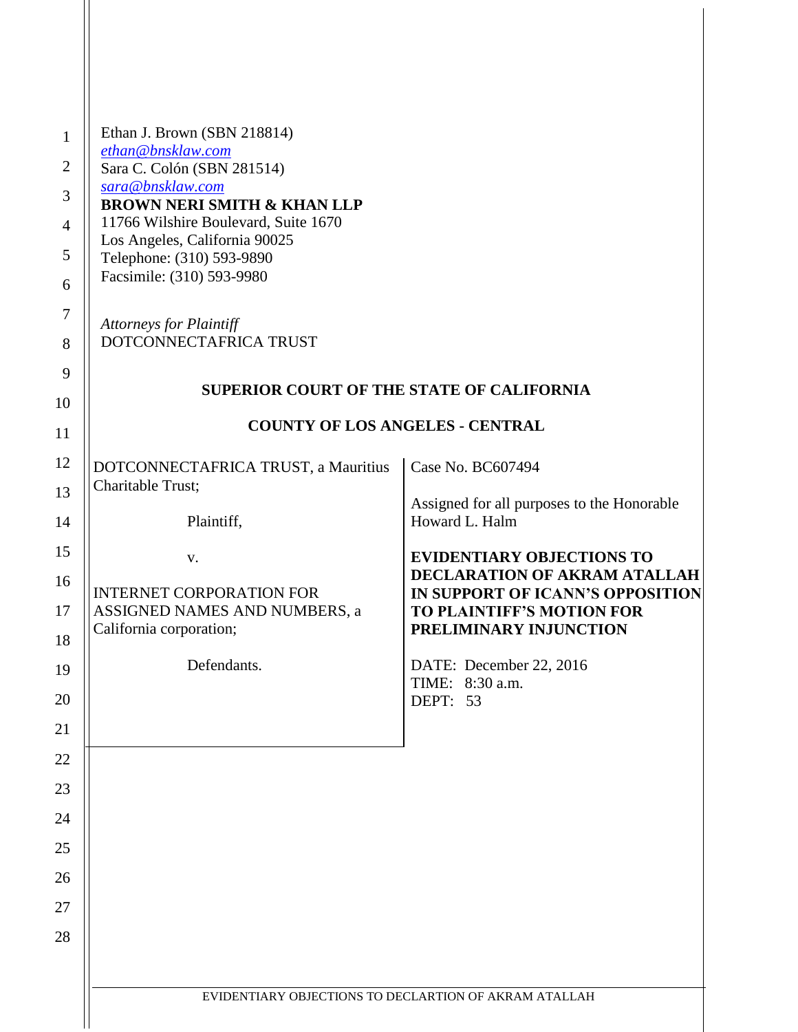Ethan J. Brown (SBN 218814)
ethan@bnsklaw.com
Sara C. Colón (SBN 281514)
sara@bnsklaw.com
**BROWN NERI SMITH & KHAN LLP**
11766 Wilshire Boulevard, Suite 1670
Los Angeles, California 90025
Telephone: (310) 593-9890
Facsimile: (310) 593-9980

*Attorneys for Plaintiff*
DOTCONNECTAFRICA TRUST

**SUPERIOR COURT OF THE STATE OF CALIFORNIA**

**COUNTY OF LOS ANGELES - CENTRAL**

| | |
|---|---|
| DOTCONNECTAFRICA TRUST, a Mauritius Charitable Trust;<br><br>Plaintiff,<br><br>v.<br><br>INTERNET CORPORATION FOR ASSIGNED NAMES AND NUMBERS, a California corporation;<br><br>Defendants. | Case No. BC607494<br><br>Assigned for all purposes to the Honorable Howard L. Halm<br><br>**EVIDENTIARY OBJECTIONS TO DECLARATION OF AKRAM ATALLAH IN SUPPORT OF ICANN'S OPPOSITION TO PLAINTIFF'S MOTION FOR PRELIMINARY INJUNCTION**<br><br>DATE: December 22, 2016<br>TIME: 8:30 a.m.<br>DEPT: 53 |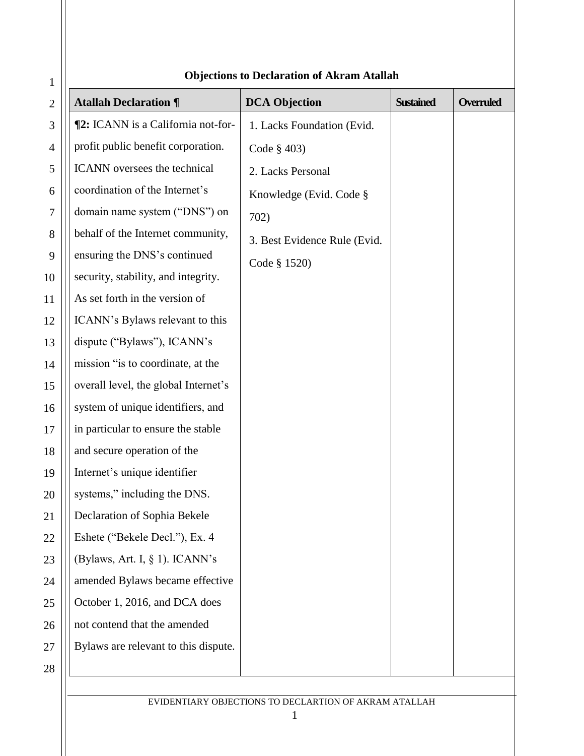**Objections to Declaration of Akram Atallah**

| Atallah Declaration ¶ | DCA Objection | Sustained | Overruled |
| --- | --- | --- | --- |
| **¶2:** ICANN is a California not-for-profit public benefit corporation. ICANN oversees the technical coordination of the Internet's domain name system ("DNS") on behalf of the Internet community, ensuring the DNS's continued security, stability, and integrity. As set forth in the version of ICANN's Bylaws relevant to this dispute ("Bylaws"), ICANN's mission "is to coordinate, at the overall level, the global Internet's system of unique identifiers, and in particular to ensure the stable and secure operation of the Internet's unique identifier systems," including the DNS. Declaration of Sophia Bekele Eshete ("Bekele Decl."), Ex. 4 (Bylaws, Art. I, § 1). ICANN's amended Bylaws became effective October 1, 2016, and DCA does not contend that the amended Bylaws are relevant to this dispute. | 1. Lacks Foundation (Evid. Code § 403)<br>2. Lacks Personal Knowledge (Evid. Code § 702)<br>3. Best Evidence Rule (Evid. Code § 1520) | | |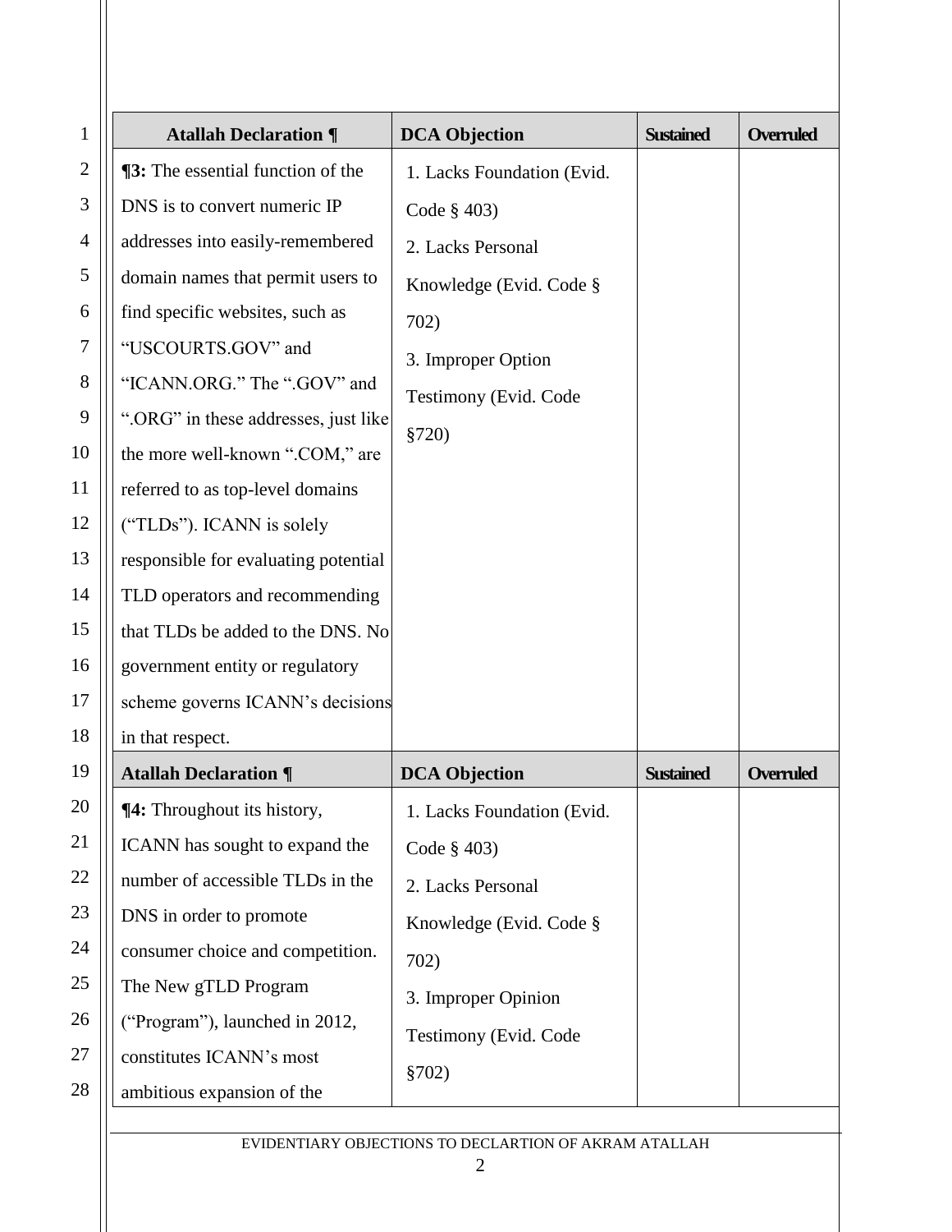| Atallah Declaration ¶ | DCA Objection | Sustained | Overruled |
|---|---|---|---|
| **¶3:** The essential function of the DNS is to convert numeric IP addresses into easily-remembered domain names that permit users to find specific websites, such as "USCOURTS.GOV" and "ICANN.ORG." The ".GOV" and ".ORG" in these addresses, just like the more well-known ".COM," are referred to as top-level domains ("TLDs"). ICANN is solely responsible for evaluating potential TLD operators and recommending that TLDs be added to the DNS. No government entity or regulatory scheme governs ICANN's decisions in that respect. | 1. Lacks Foundation (Evid. Code § 403)<br>2. Lacks Personal Knowledge (Evid. Code § 702)<br>3. Improper Option Testimony (Evid. Code §720) | | |

| Atallah Declaration ¶ | DCA Objection | Sustained | Overruled |
|---|---|---|---|
| **¶4:** Throughout its history, ICANN has sought to expand the number of accessible TLDs in the DNS in order to promote consumer choice and competition. The New gTLD Program ("Program"), launched in 2012, constitutes ICANN's most ambitious expansion of the | 1. Lacks Foundation (Evid. Code § 403)<br>2. Lacks Personal Knowledge (Evid. Code § 702)<br>3. Improper Opinion Testimony (Evid. Code §702) | | |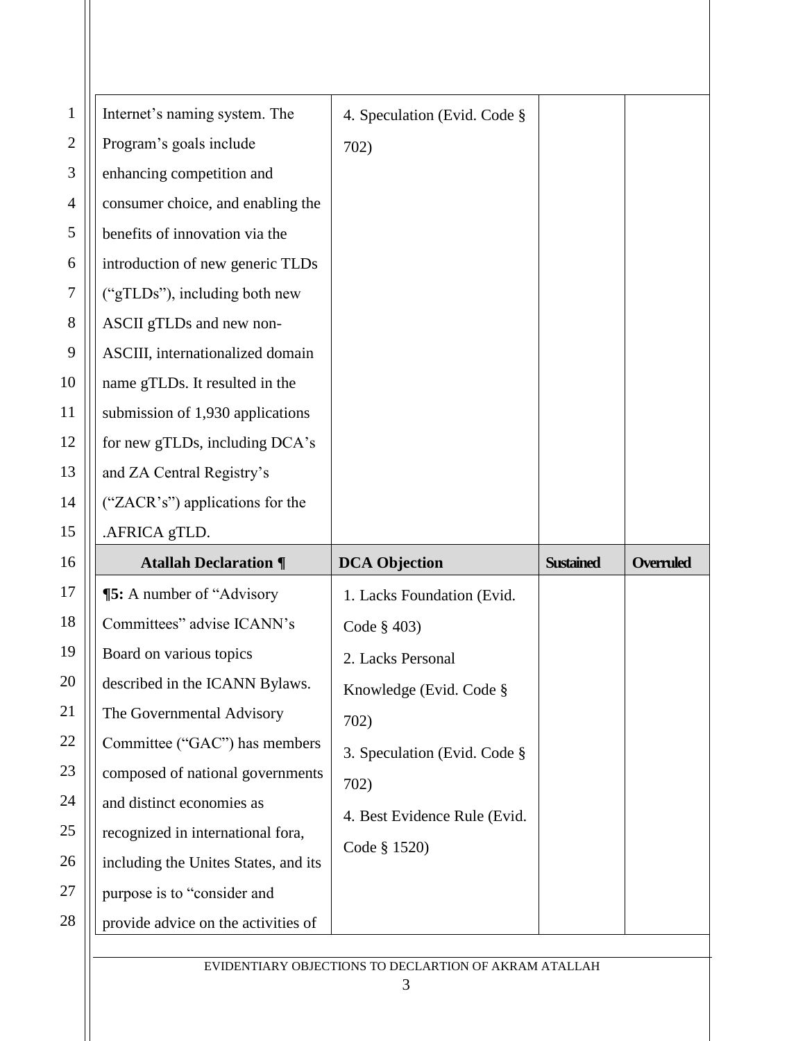| Atallah Declaration ¶ | DCA Objection | Sustained | Overruled |
|---|---|---|---|
| Internet's naming system. The Program's goals include enhancing competition and consumer choice, and enabling the benefits of innovation via the introduction of new generic TLDs ("gTLDs"), including both new ASCII gTLDs and new non-ASCIII, internationalized domain name gTLDs. It resulted in the submission of 1,930 applications for new gTLDs, including DCA's and ZA Central Registry's ("ZACR's") applications for the .AFRICA gTLD. | 4. Speculation (Evid. Code § 702) | | |
| **Atallah Declaration ¶** | **DCA Objection** | **Sustained** | **Overruled** |
| **¶5:** A number of "Advisory Committees" advise ICANN's Board on various topics described in the ICANN Bylaws. The Governmental Advisory Committee ("GAC") has members composed of national governments and distinct economies as recognized in international fora, including the Unites States, and its purpose is to "consider and provide advice on the activities of | 1. Lacks Foundation (Evid. Code § 403)<br>2. Lacks Personal Knowledge (Evid. Code § 702)<br>3. Speculation (Evid. Code § 702)<br>4. Best Evidence Rule (Evid. Code § 1520) | | |

EVIDENTIARY OBJECTIONS TO DECLARTION OF AKRAM ATALLAH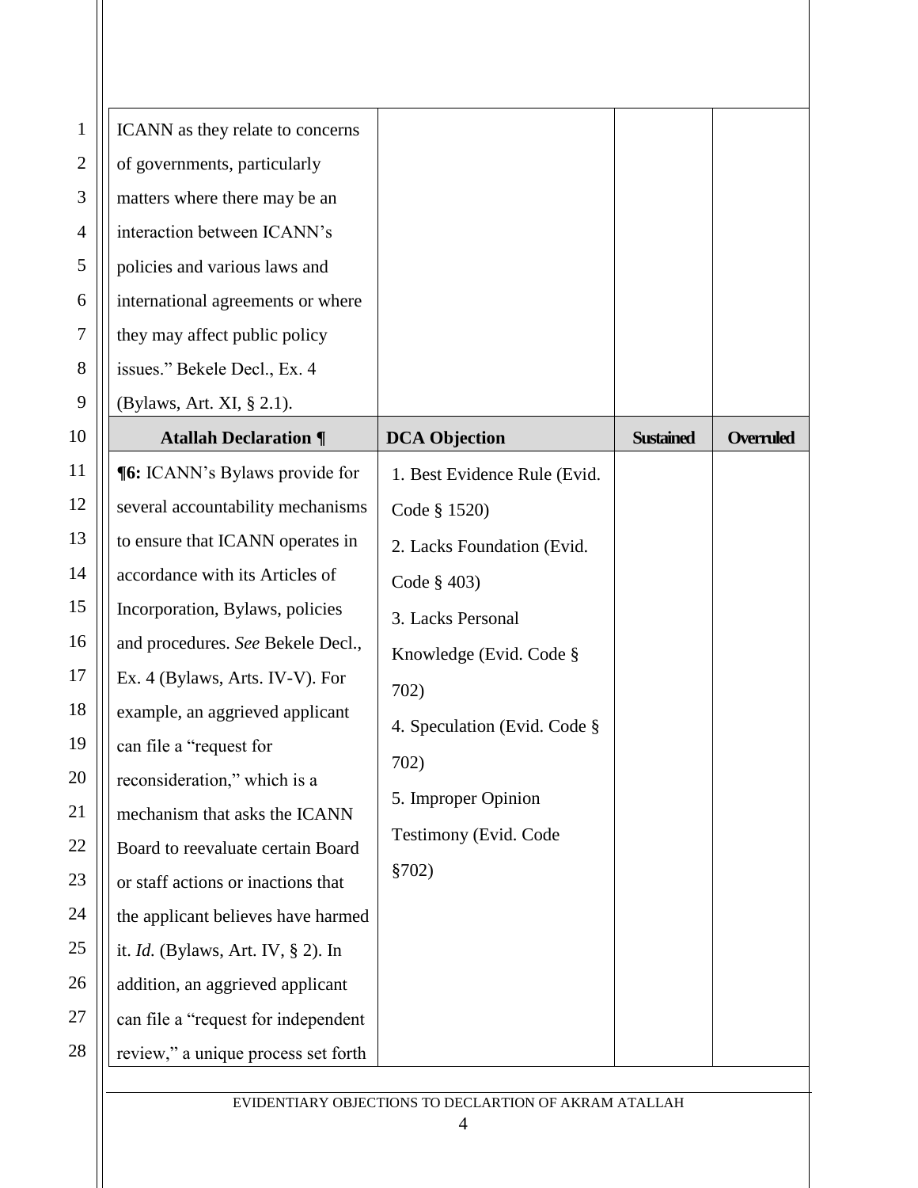| | | | |
|---|---|---|---|
| ICANN as they relate to concerns of governments, particularly matters where there may be an interaction between ICANN's policies and various laws and international agreements or where they may affect public policy issues." Bekele Decl., Ex. 4 (Bylaws, Art. XI, § 2.1). | | | |
| **Atallah Declaration ¶** | **DCA Objection** | **Sustained** | **Overruled** |
| **¶6:** ICANN's Bylaws provide for several accountability mechanisms to ensure that ICANN operates in accordance with its Articles of Incorporation, Bylaws, policies and procedures. *See* Bekele Decl., Ex. 4 (Bylaws, Arts. IV-V). For example, an aggrieved applicant can file a "request for reconsideration," which is a mechanism that asks the ICANN Board to reevaluate certain Board or staff actions or inactions that the applicant believes have harmed it. *Id.* (Bylaws, Art. IV, § 2). In addition, an aggrieved applicant can file a "request for independent review," a unique process set forth | 1. Best Evidence Rule (Evid. Code § 1520)<br>2. Lacks Foundation (Evid. Code § 403)<br>3. Lacks Personal Knowledge (Evid. Code § 702)<br>4. Speculation (Evid. Code § 702)<br>5. Improper Opinion Testimony (Evid. Code §702) | | |

EVIDENTIARY OBJECTIONS TO DECLARTION OF AKRAM ATALLAH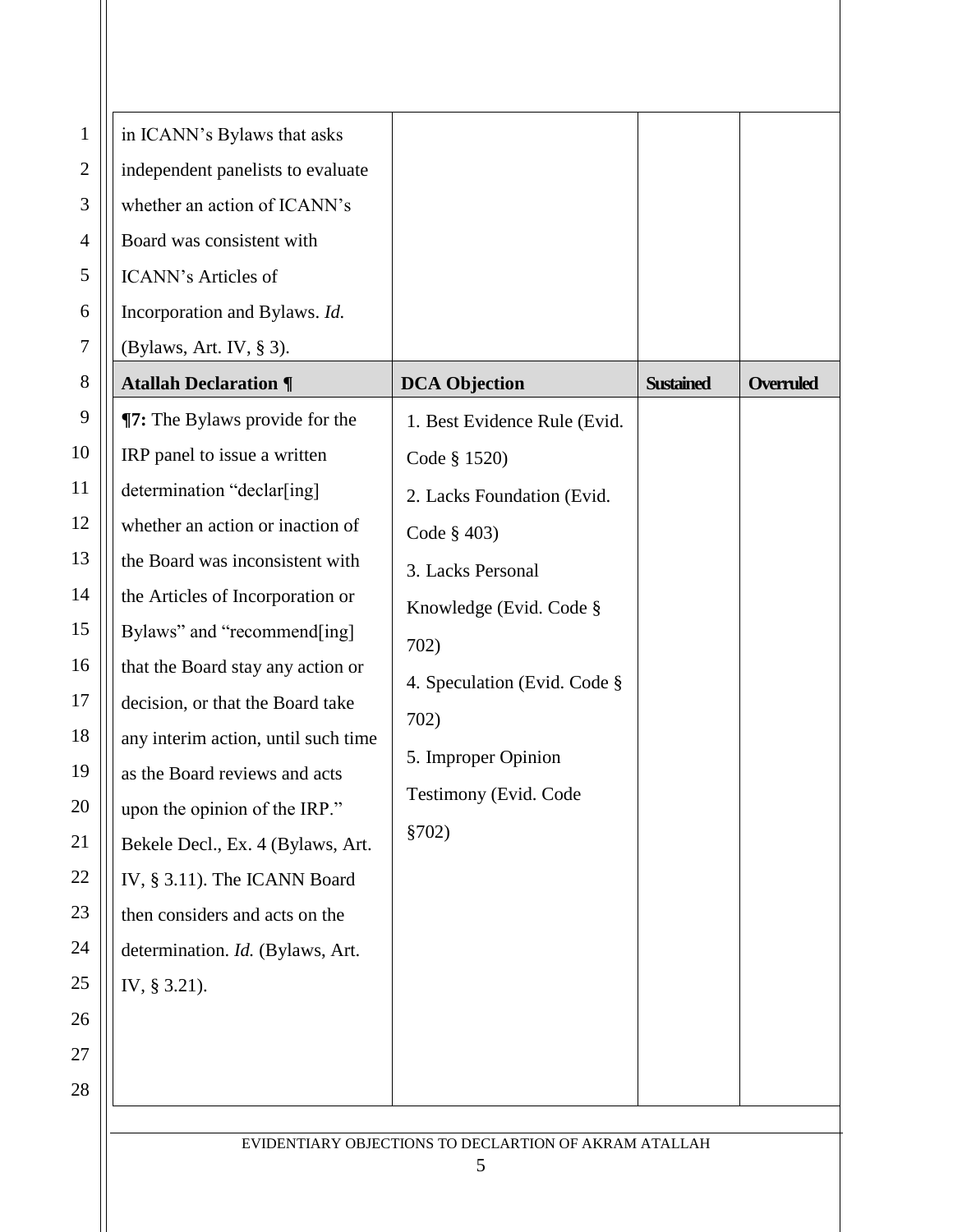| | | | |
|---|---|---|---|
| in ICANN's Bylaws that asks independent panelists to evaluate whether an action of ICANN's Board was consistent with ICANN's Articles of Incorporation and Bylaws. *Id.* (Bylaws, Art. IV, § 3). | | | |
| **Atallah Declaration ¶** | **DCA Objection** | **Sustained** | **Overruled** |
| **¶7:** The Bylaws provide for the IRP panel to issue a written determination "declar[ing] whether an action or inaction of the Board was inconsistent with the Articles of Incorporation or Bylaws" and "recommend[ing] that the Board stay any action or decision, or that the Board take any interim action, until such time as the Board reviews and acts upon the opinion of the IRP." Bekele Decl., Ex. 4 (Bylaws, Art. IV, § 3.11). The ICANN Board then considers and acts on the determination. *Id.* (Bylaws, Art. IV, § 3.21). | 1. Best Evidence Rule (Evid. Code § 1520)<br>2. Lacks Foundation (Evid. Code § 403)<br>3. Lacks Personal Knowledge (Evid. Code § 702)<br>4. Speculation (Evid. Code § 702)<br>5. Improper Opinion Testimony (Evid. Code §702) | | |

EVIDENTIARY OBJECTIONS TO DECLARTION OF AKRAM ATALLAH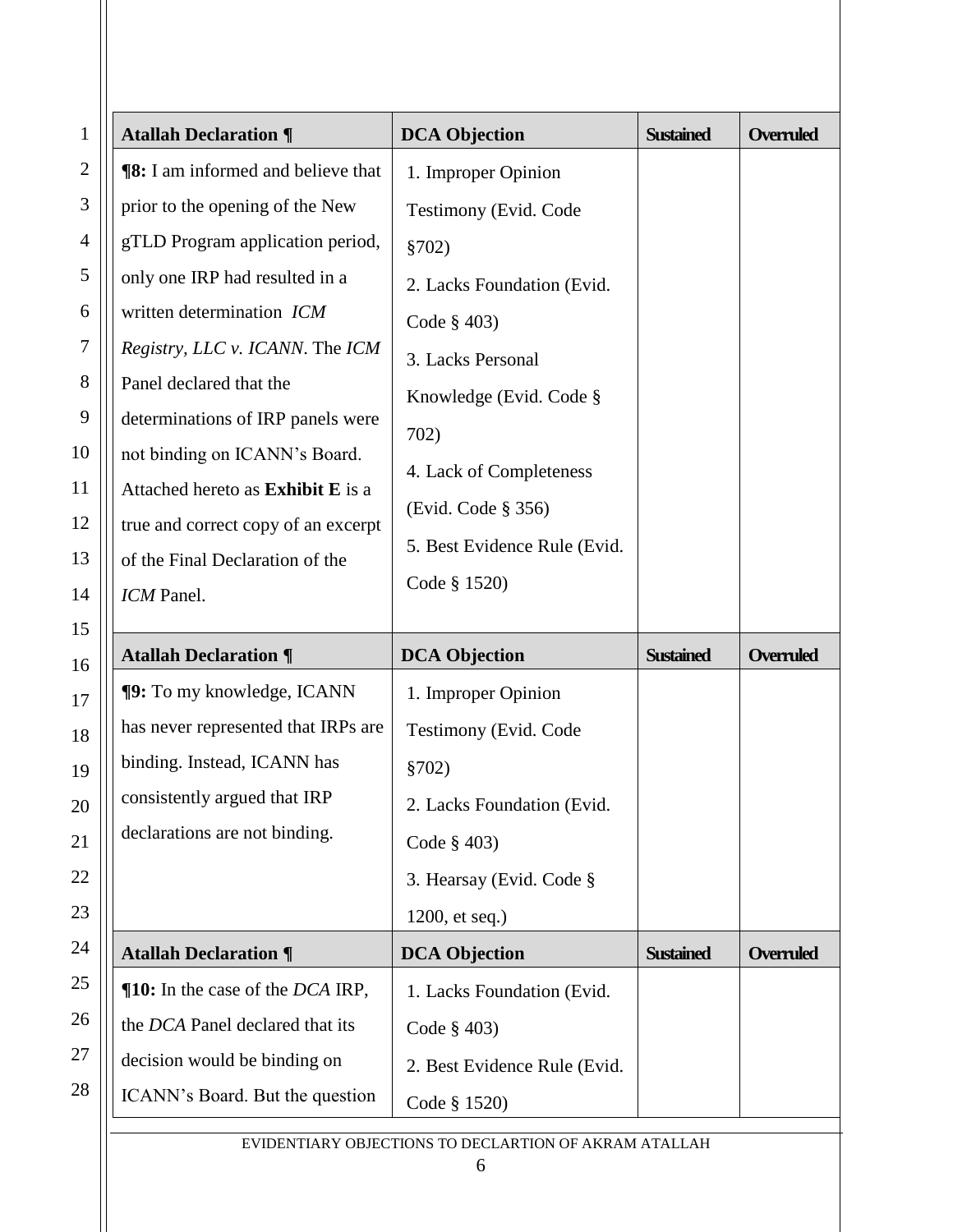| Atallah Declaration ¶ | DCA Objection | Sustained | Overruled |
|---|---|---|---|
| **¶8:** I am informed and believe that prior to the opening of the New gTLD Program application period, only one IRP had resulted in a written determination *ICM Registry, LLC v. ICANN*. The *ICM* Panel declared that the determinations of IRP panels were not binding on ICANN's Board. Attached hereto as **Exhibit E** is a true and correct copy of an excerpt of the Final Declaration of the *ICM* Panel. | 1. Improper Opinion Testimony (Evid. Code §702)<br>2. Lacks Foundation (Evid. Code § 403)<br>3. Lacks Personal Knowledge (Evid. Code § 702)<br>4. Lack of Completeness (Evid. Code § 356)<br>5. Best Evidence Rule (Evid. Code § 1520) | | |

| Atallah Declaration ¶ | DCA Objection | Sustained | Overruled |
|---|---|---|---|
| **¶9:** To my knowledge, ICANN has never represented that IRPs are binding. Instead, ICANN has consistently argued that IRP declarations are not binding. | 1. Improper Opinion Testimony (Evid. Code §702)<br>2. Lacks Foundation (Evid. Code § 403)<br>3. Hearsay (Evid. Code § 1200, et seq.) | | |

| Atallah Declaration ¶ | DCA Objection | Sustained | Overruled |
|---|---|---|---|
| **¶10:** In the case of the *DCA* IRP, the *DCA* Panel declared that its decision would be binding on ICANN's Board. But the question | 1. Lacks Foundation (Evid. Code § 403)<br>2. Best Evidence Rule (Evid. Code § 1520) | | |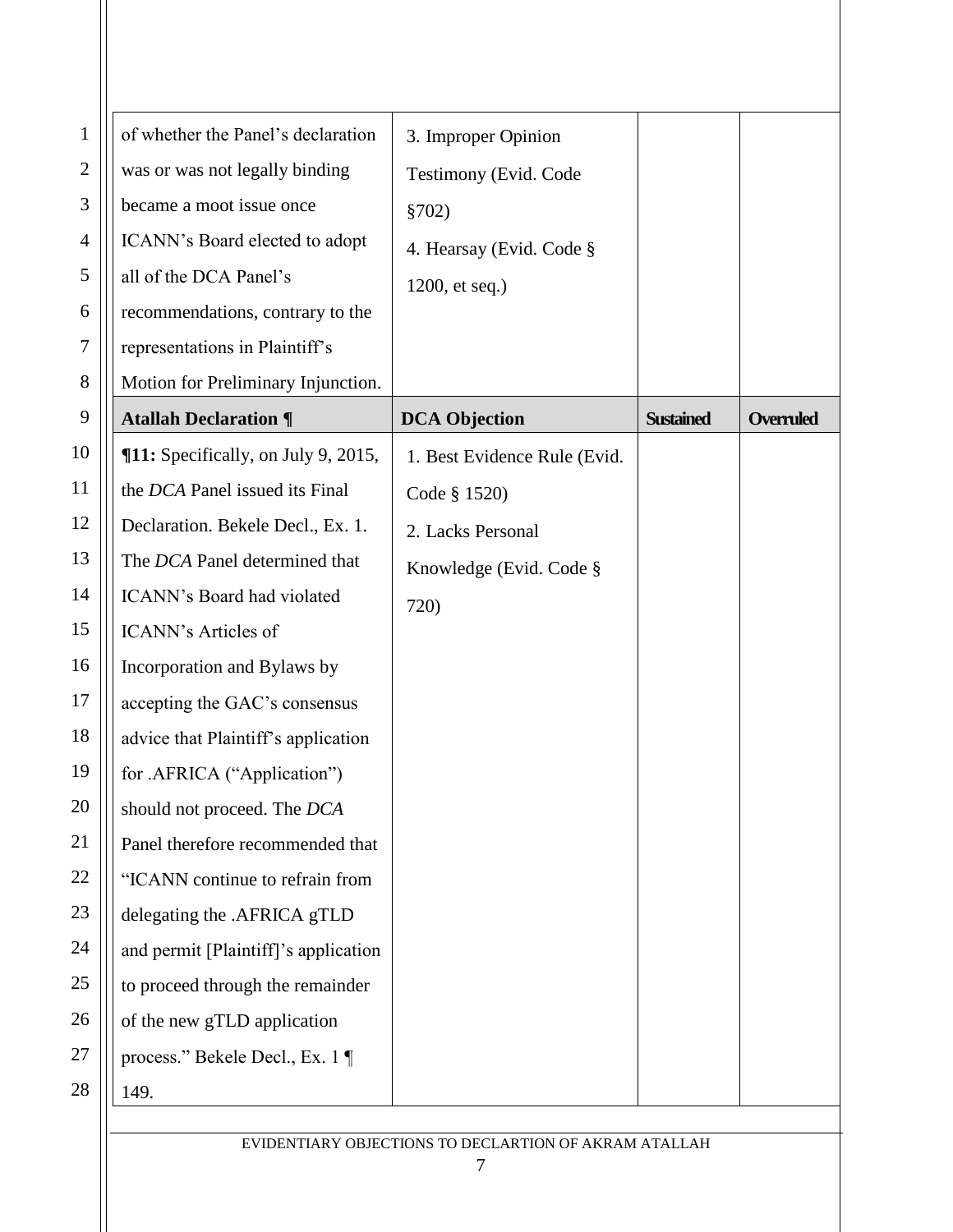| | | | |
|---|---|---|---|
| of whether the Panel's declaration was or was not legally binding became a moot issue once ICANN's Board elected to adopt all of the DCA Panel's recommendations, contrary to the representations in Plaintiff's Motion for Preliminary Injunction. | 3. Improper Opinion Testimony (Evid. Code §702)<br>4. Hearsay (Evid. Code § 1200, et seq.) | | |
| **Atallah Declaration ¶** | **DCA Objection** | **Sustained** | **Overruled** |
| **¶11:** Specifically, on July 9, 2015, the *DCA* Panel issued its Final Declaration. Bekele Decl., Ex. 1. The *DCA* Panel determined that ICANN's Board had violated ICANN's Articles of Incorporation and Bylaws by accepting the GAC's consensus advice that Plaintiff's application for .AFRICA ("Application") should not proceed. The *DCA* Panel therefore recommended that "ICANN continue to refrain from delegating the .AFRICA gTLD and permit [Plaintiff]'s application to proceed through the remainder of the new gTLD application process." Bekele Decl., Ex. 1 ¶ 149. | 1. Best Evidence Rule (Evid. Code § 1520)<br>2. Lacks Personal Knowledge (Evid. Code § 720) | | |

EVIDENTIARY OBJECTIONS TO DECLARTION OF AKRAM ATALLAH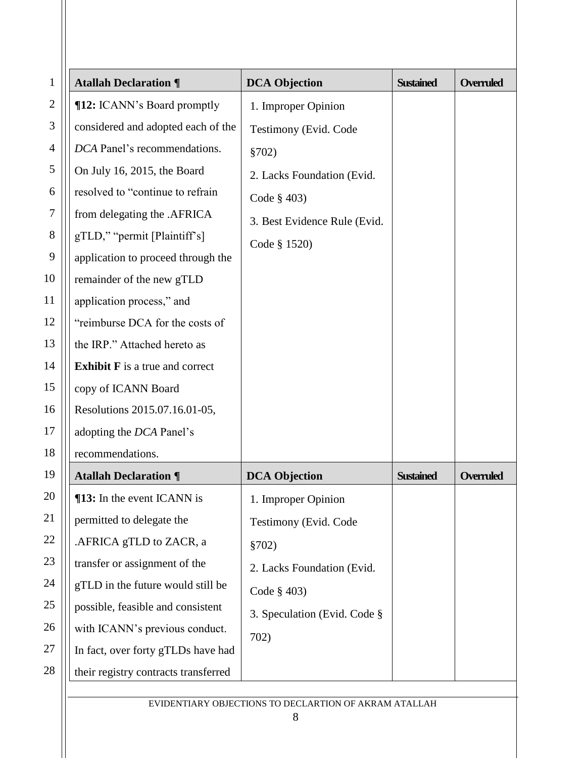| **Atallah Declaration ¶** | **DCA Objection** | **Sustained** | **Overruled** |
|---|---|---|---|
| **¶12:** ICANN's Board promptly considered and adopted each of the *DCA* Panel's recommendations. On July 16, 2015, the Board resolved to "continue to refrain from delegating the .AFRICA gTLD," "permit [Plaintiff's] application to proceed through the remainder of the new gTLD application process," and "reimburse DCA for the costs of the IRP." Attached hereto as **Exhibit F** is a true and correct copy of ICANN Board Resolutions 2015.07.16.01-05, adopting the *DCA* Panel's recommendations. | 1. Improper Opinion Testimony (Evid. Code §702) 2. Lacks Foundation (Evid. Code § 403) 3. Best Evidence Rule (Evid. Code § 1520) | | |

| **Atallah Declaration ¶** | **DCA Objection** | **Sustained** | **Overruled** |
|---|---|---|---|
| **¶13:** In the event ICANN is permitted to delegate the .AFRICA gTLD to ZACR, a transfer or assignment of the gTLD in the future would still be possible, feasible and consistent with ICANN's previous conduct. In fact, over forty gTLDs have had their registry contracts transferred | 1. Improper Opinion Testimony (Evid. Code §702) 2. Lacks Foundation (Evid. Code § 403) 3. Speculation (Evid. Code § 702) | | |

EVIDENTIARY OBJECTIONS TO DECLARTION OF AKRAM ATALLAH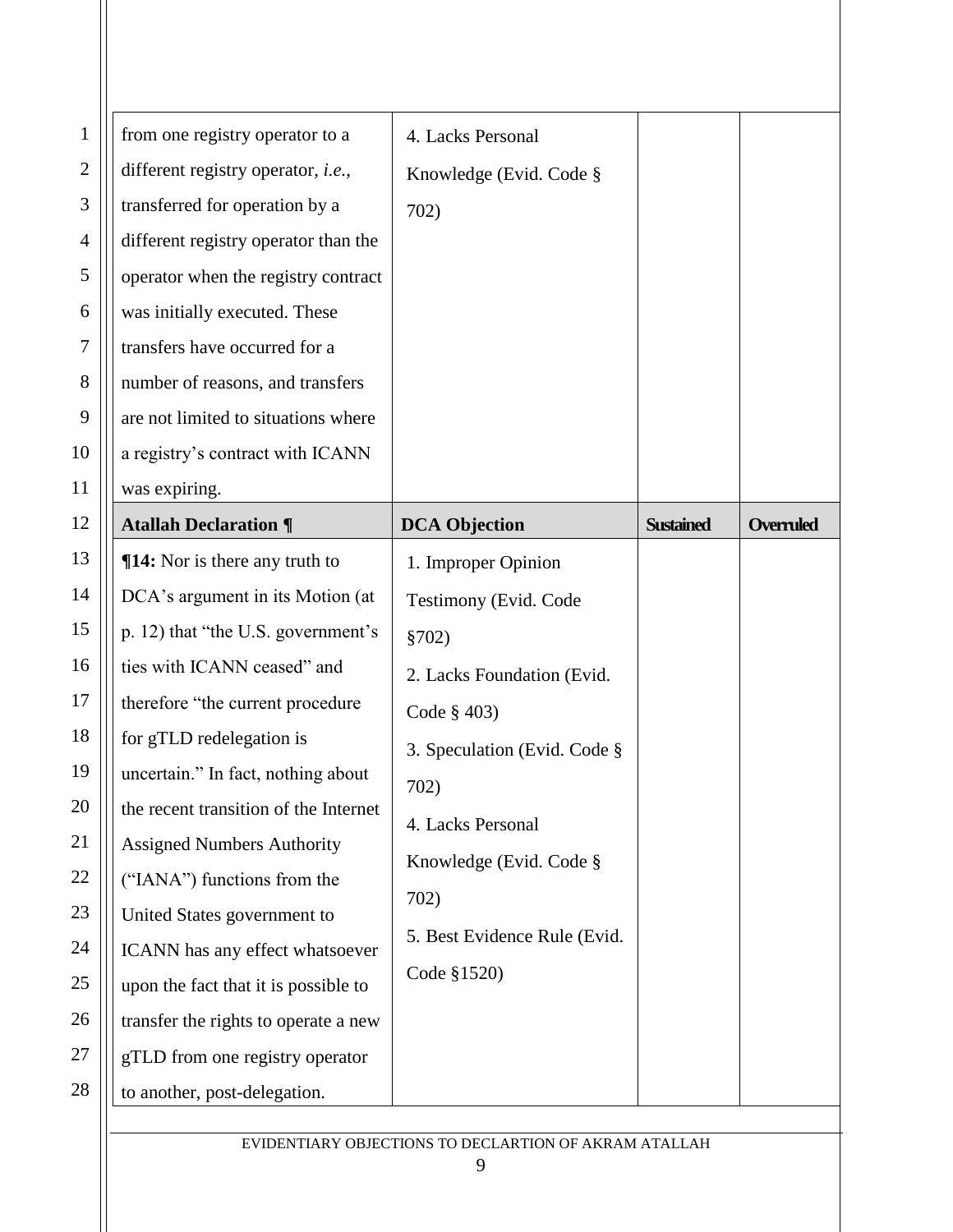| | | | |
|---|---|---|---|
| from one registry operator to a different registry operator, *i.e.*, transferred for operation by a different registry operator than the operator when the registry contract was initially executed. These transfers have occurred for a number of reasons, and transfers are not limited to situations where a registry's contract with ICANN was expiring. | 4. Lacks Personal Knowledge (Evid. Code § 702) | | |
| **Atallah Declaration ¶** | **DCA Objection** | **Sustained** | **Overruled** |
| **¶14:** Nor is there any truth to DCA's argument in its Motion (at p. 12) that "the U.S. government's ties with ICANN ceased" and therefore "the current procedure for gTLD redelegation is uncertain." In fact, nothing about the recent transition of the Internet Assigned Numbers Authority ("IANA") functions from the United States government to ICANN has any effect whatsoever upon the fact that it is possible to transfer the rights to operate a new gTLD from one registry operator to another, post-delegation. | 1. Improper Opinion Testimony (Evid. Code §702)<br>2. Lacks Foundation (Evid. Code § 403)<br>3. Speculation (Evid. Code § 702)<br>4. Lacks Personal Knowledge (Evid. Code § 702)<br>5. Best Evidence Rule (Evid. Code §1520) | | |

EVIDENTIARY OBJECTIONS TO DECLARTION OF AKRAM ATALLAH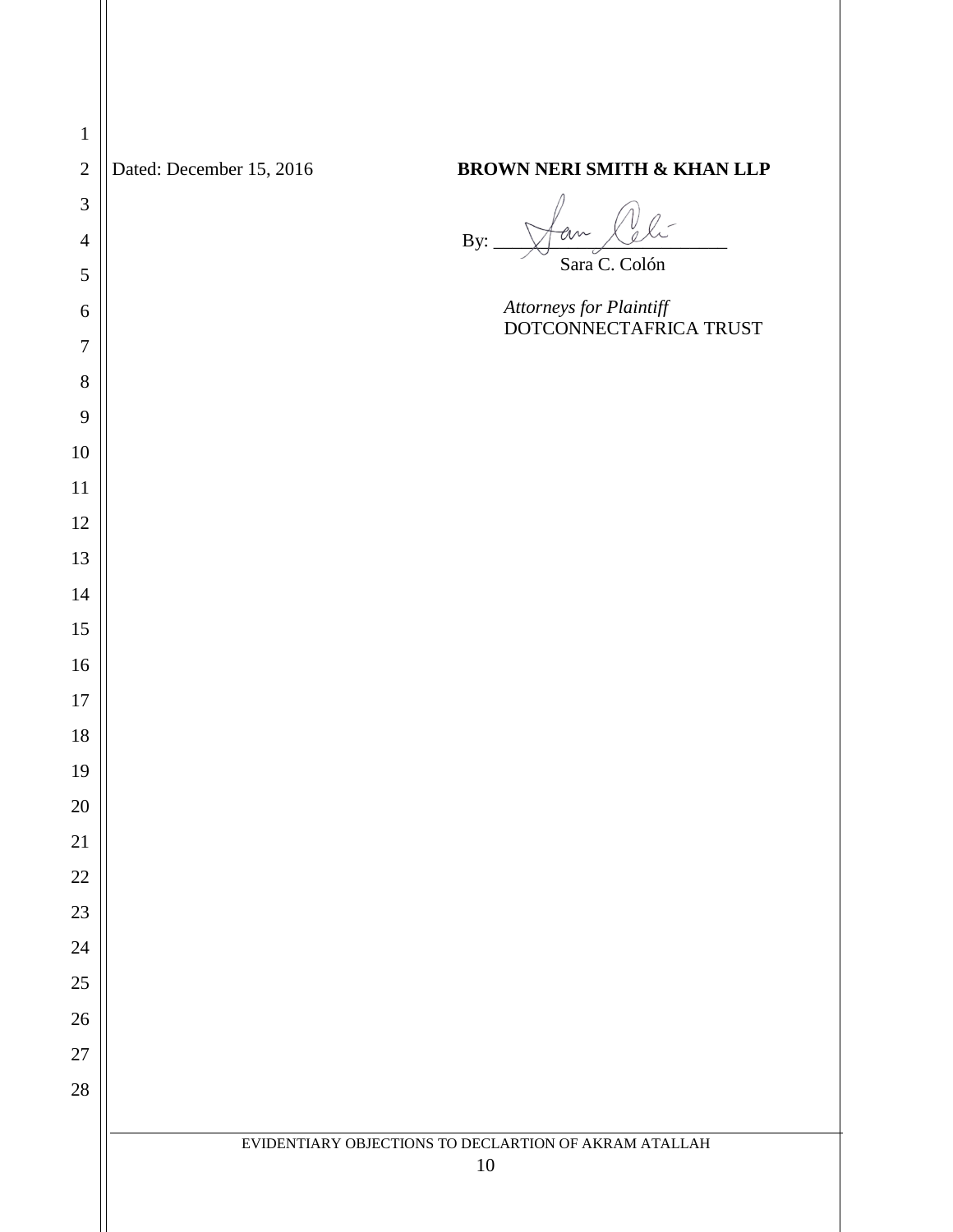Dated: December 15, 2016

**BROWN NERI SMITH & KHAN LLP**

By: ______________________
Sara C. Colón

*Attorneys for Plaintiff*
DOTCONNECTAFRICA TRUST